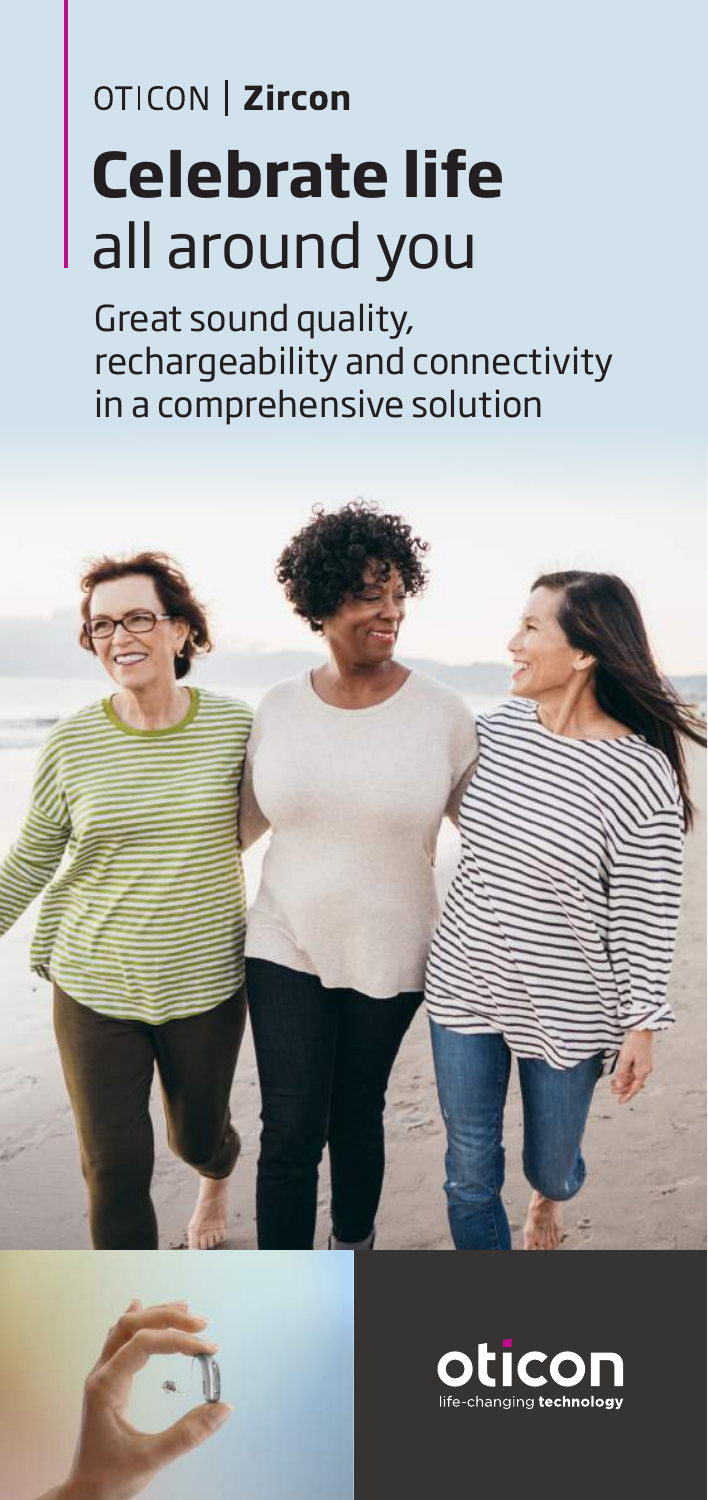OTICON | **Zircon**

# **Celebrate life** all around you

Great sound quality, rechargeability and connectivity in a comprehensive solution

oticon

life-changing **technology**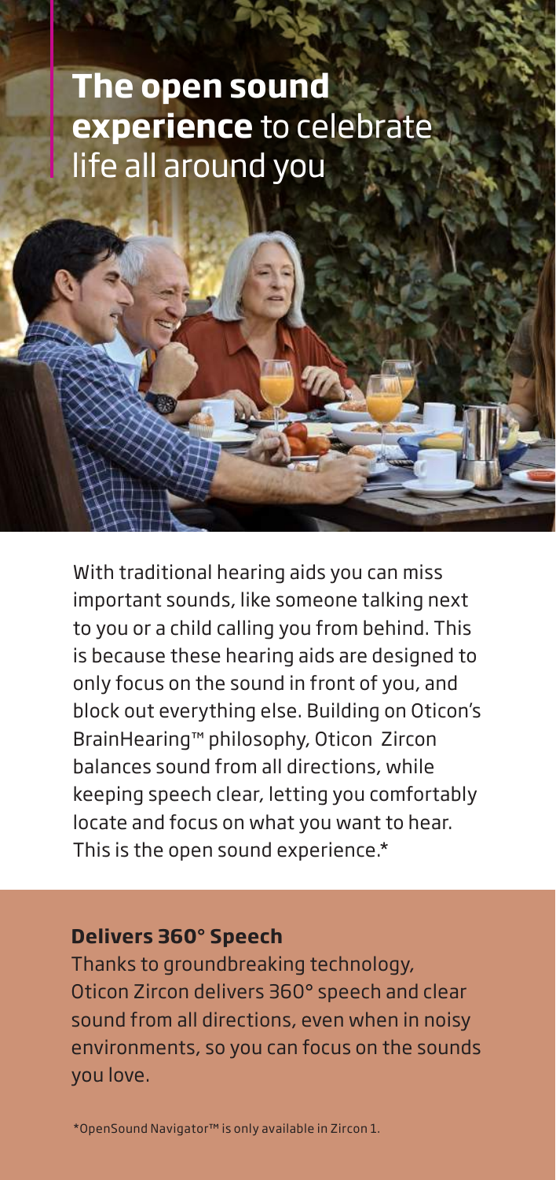# **The open sound experience** to celebrate life all around you

With traditional hearing aids you can miss important sounds, like someone talking next to you or a child calling you from behind. This is because these hearing aids are designed to only focus on the sound in front of you, and block out everything else. Building on Oticon's BrainHearing™ philosophy, Oticon Zircon balances sound from all directions, while keeping speech clear, letting you comfortably locate and focus on what you want to hear. This is the open sound experience.*

### Delivers 360° Speech

Thanks to groundbreaking technology, Oticon Zircon delivers 360° speech and clear sound from all directions, even when in noisy environments, so you can focus on the sounds you love.

*OpenSound Navigator™ is only available in Zircon 1.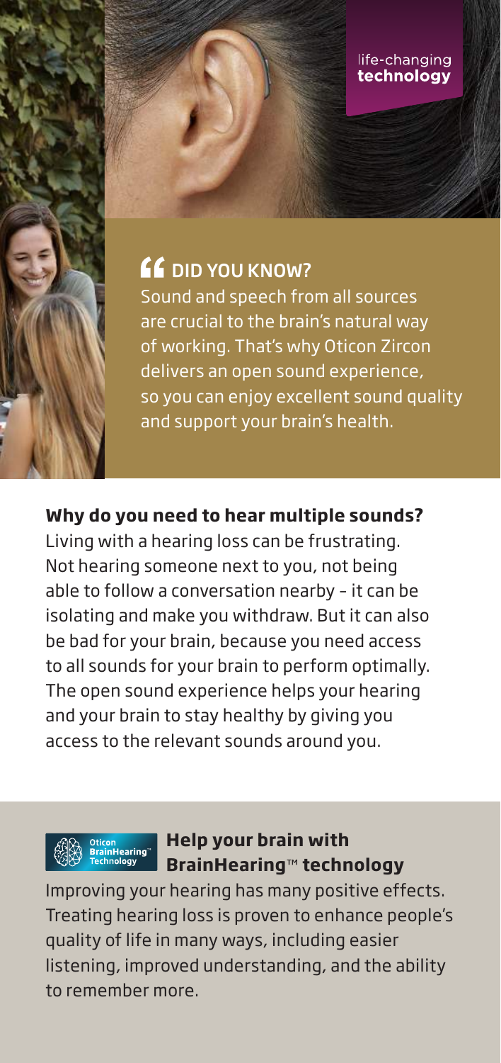life-changing **technology**

## “ DID YOU KNOW?

Sound and speech from all sources are crucial to the brain's natural way of working. That's why Oticon Zircon delivers an open sound experience, so you can enjoy excellent sound quality and support your brain's health.

### Why do you need to hear multiple sounds?

Living with a hearing loss can be frustrating. Not hearing someone next to you, not being able to follow a conversation nearby – it can be isolating and make you withdraw. But it can also be bad for your brain, because you need access to all sounds for your brain to perform optimally. The open sound experience helps your hearing and your brain to stay healthy by giving you access to the relevant sounds around you.

Oticon BrainHearing™ Technology

### Help your brain with BrainHearing™ technology

Improving your hearing has many positive effects. Treating hearing loss is proven to enhance people's quality of life in many ways, including easier listening, improved understanding, and the ability to remember more.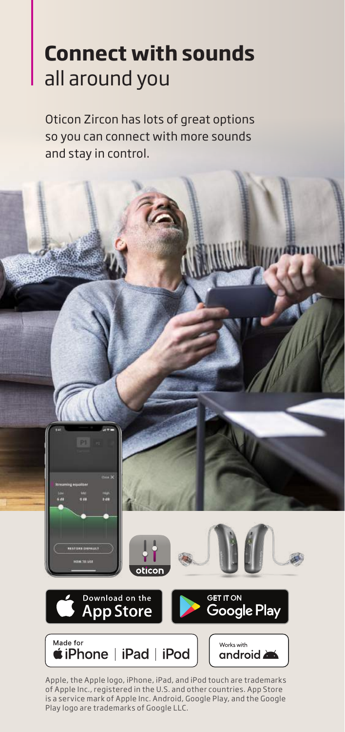# **Connect with sounds** all around you

Oticon Zircon has lots of great options so you can connect with more sounds and stay in control.

Download on the App Store

GET IT ON Google Play

Made for iPhone | iPad | iPod

Works with android

Apple, the Apple logo, iPhone, iPad, and iPod touch are trademarks of Apple Inc., registered in the U.S. and other countries. App Store is a service mark of Apple Inc. Android, Google Play, and the Google Play logo are trademarks of Google LLC.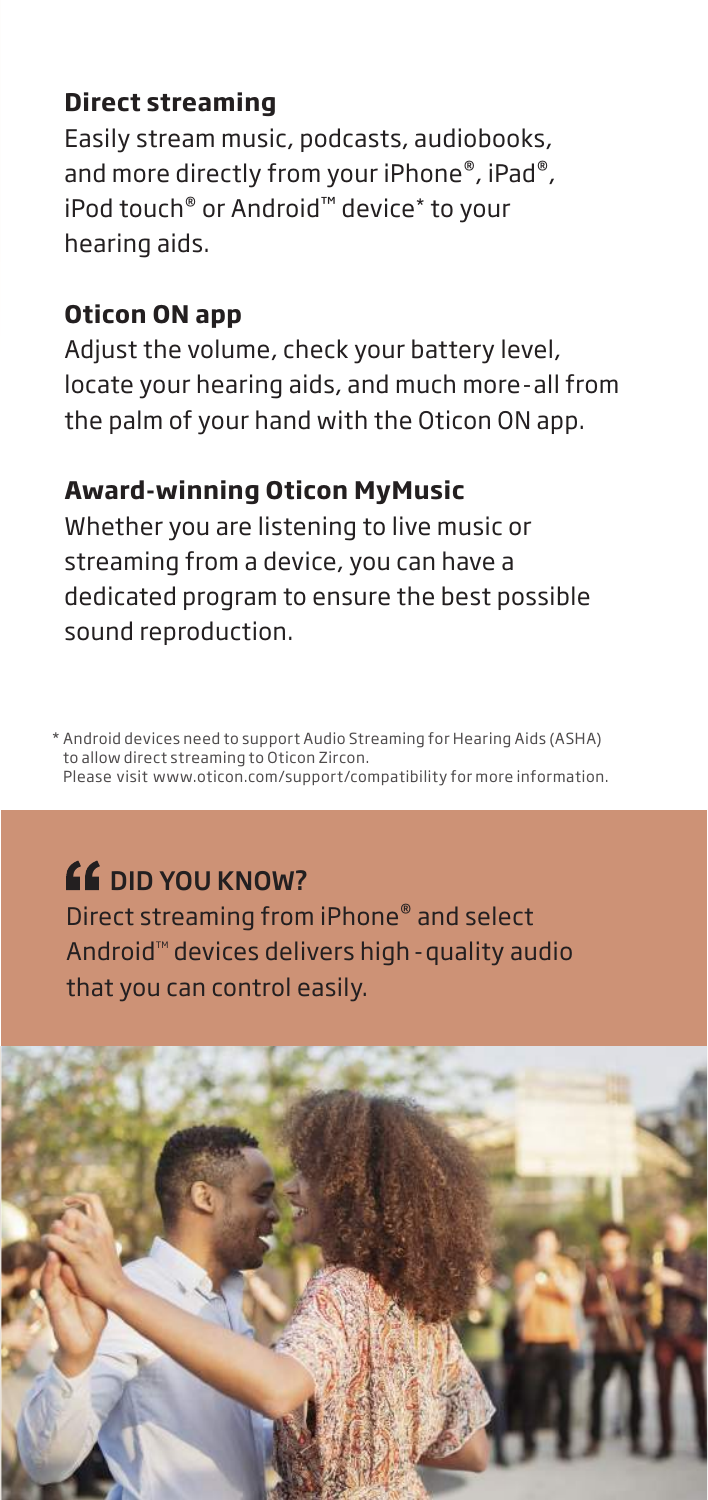## Direct streaming

Easily stream music, podcasts, audiobooks, and more directly from your iPhone®, iPad®, iPod touch® or Android™ device* to your hearing aids.

## Oticon ON app

Adjust the volume, check your battery level, locate your hearing aids, and much more - all from the palm of your hand with the Oticon ON app.

## Award-winning Oticon MyMusic

Whether you are listening to live music or streaming from a device, you can have a dedicated program to ensure the best possible sound reproduction.

* Android devices need to support Audio Streaming for Hearing Aids (ASHA) to allow direct streaming to Oticon Zircon.
Please visit www.oticon.com/support/compatibility for more information.

## DID YOU KNOW?

Direct streaming from iPhone® and select Android™ devices delivers high - quality audio that you can control easily.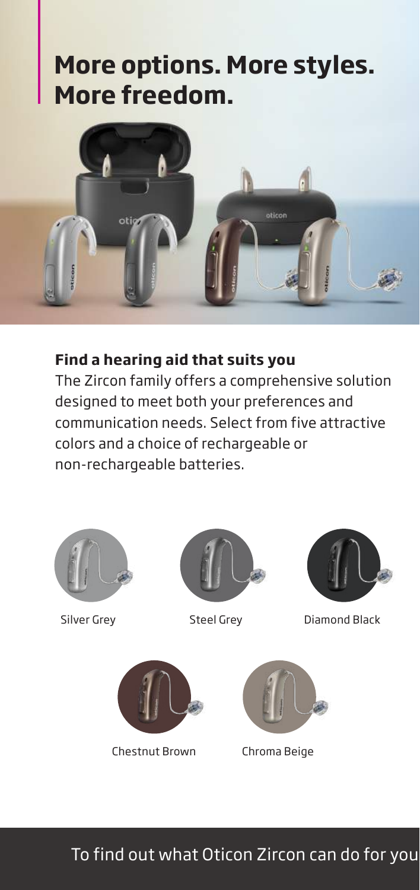# More options. More styles. More freedom.

### Find a hearing aid that suits you

The Zircon family offers a comprehensive solution designed to meet both your preferences and communication needs. Select from five attractive colors and a choice of rechargeable or non-rechargeable batteries.

Silver Grey

Steel Grey

Diamond Black

Chestnut Brown

Chroma Beige

To find out what Oticon Zircon can do for you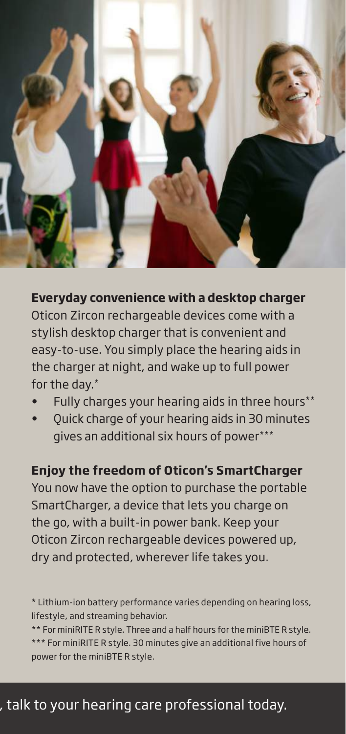## Everyday convenience with a desktop charger

Oticon Zircon rechargeable devices come with a stylish desktop charger that is convenient and easy-to-use. You simply place the hearing aids in the charger at night, and wake up to full power for the day.*

- Fully charges your hearing aids in three hours**
- Quick charge of your hearing aids in 30 minutes gives an additional six hours of power***

## Enjoy the freedom of Oticon's SmartCharger

You now have the option to purchase the portable SmartCharger, a device that lets you charge on the go, with a built-in power bank. Keep your Oticon Zircon rechargeable devices powered up, dry and protected, wherever life takes you.

* Lithium-ion battery performance varies depending on hearing loss, lifestyle, and streaming behavior.

** For miniRITE R style. Three and a half hours for the miniBTE R style.

*** For miniRITE R style. 30 minutes give an additional five hours of power for the miniBTE R style.

, talk to your hearing care professional today.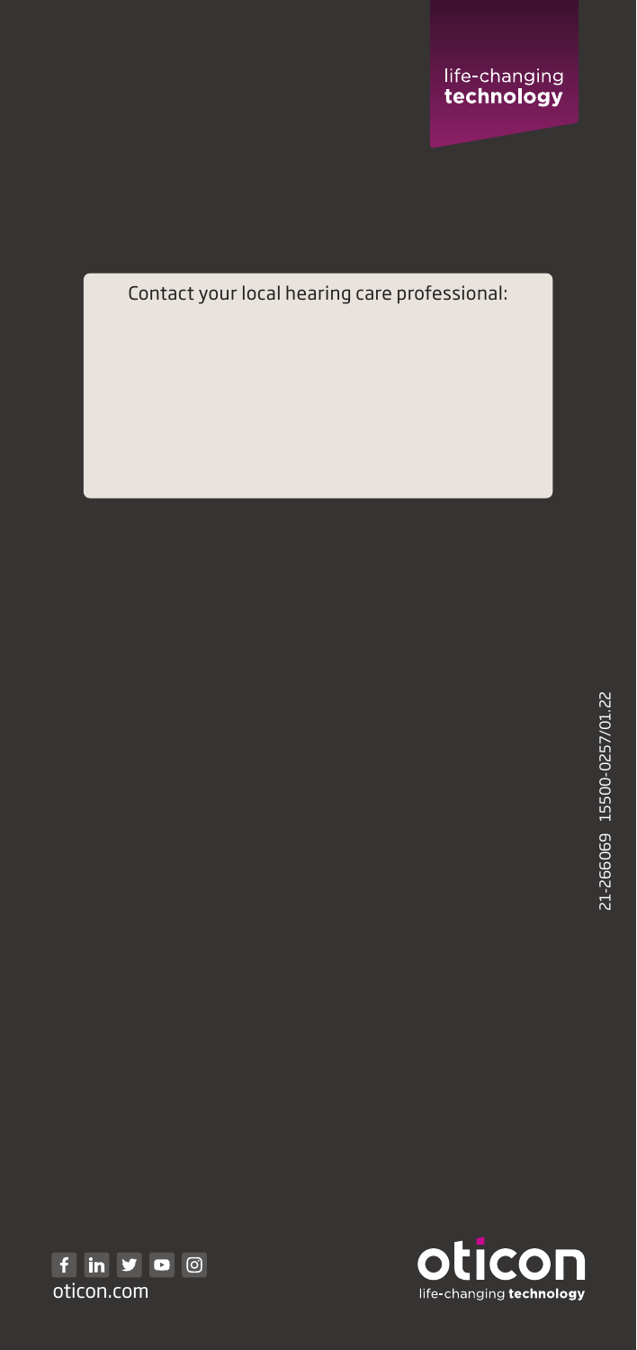life-changing **technology**

Contact your local hearing care professional:

21-266069 15500-0257/01.22

oticon.com

oticon life-changing **technology**